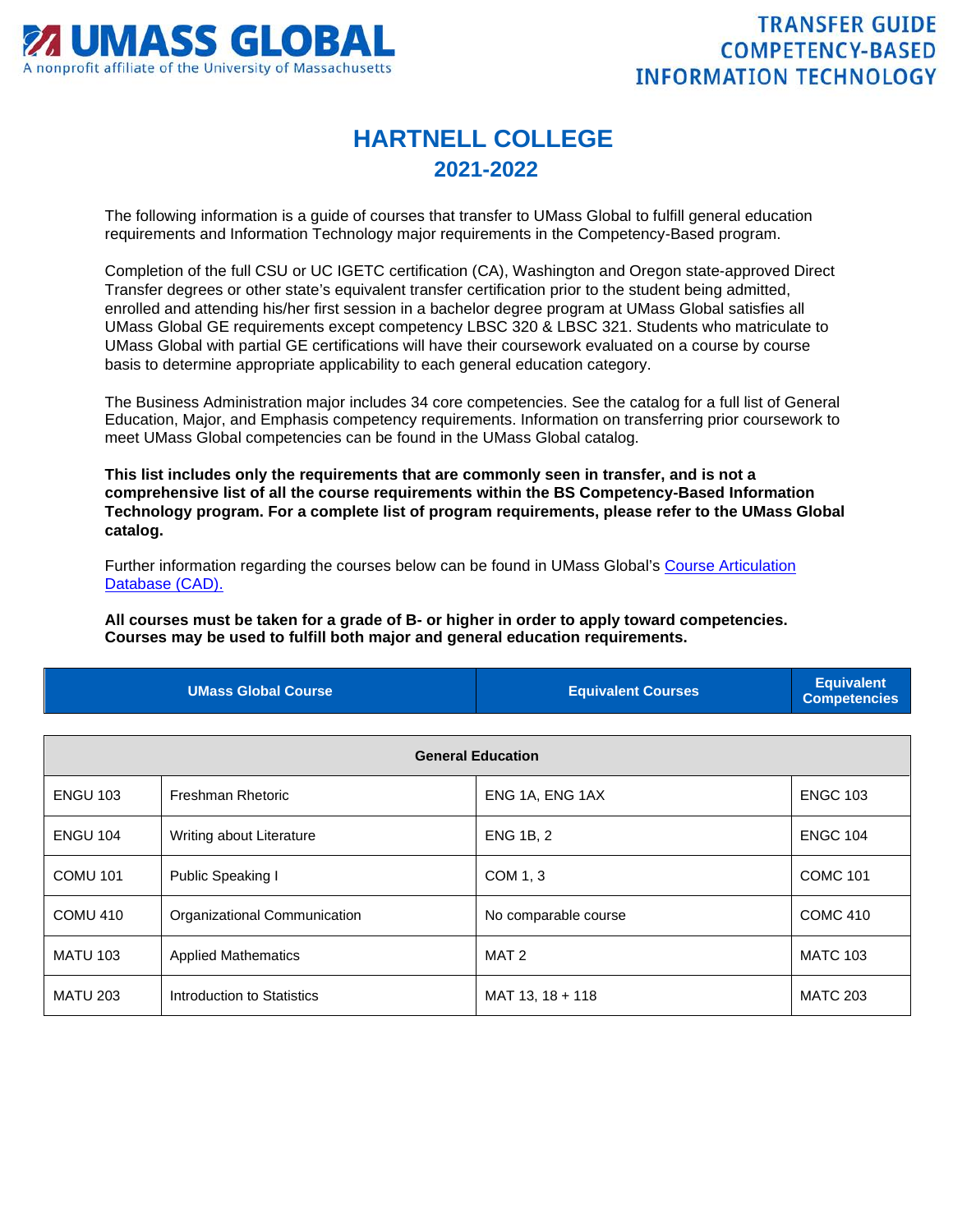# UMASS GLOBAL

A nonprofit affiliate of the University of Massachusetts

**TRANSFER GUIDE COMPETENCY-BASED INFORMATION TECHNOLOGY**

# HARTNELL COLLEGE
## 2021-2022

The following information is a guide of courses that transfer to UMass Global to fulfill general education requirements and Information Technology major requirements in the Competency-Based program.

Completion of the full CSU or UC IGETC certification (CA), Washington and Oregon state-approved Direct Transfer degrees or other state's equivalent transfer certification prior to the student being admitted, enrolled and attending his/her first session in a bachelor degree program at UMass Global satisfies all UMass Global GE requirements except competency LBSC 320 & LBSC 321. Students who matriculate to UMass Global with partial GE certifications will have their coursework evaluated on a course by course basis to determine appropriate applicability to each general education category.

The Business Administration major includes 34 core competencies. See the catalog for a full list of General Education, Major, and Emphasis competency requirements. Information on transferring prior coursework to meet UMass Global competencies can be found in the UMass Global catalog.

**This list includes only the requirements that are commonly seen in transfer, and is not a comprehensive list of all the course requirements within the BS Competency-Based Information Technology program. For a complete list of program requirements, please refer to the UMass Global catalog.**

Further information regarding the courses below can be found in UMass Global's [Course Articulation Database (CAD).]()

**All courses must be taken for a grade of B- or higher in order to apply toward competencies. Courses may be used to fulfill both major and general education requirements.**

| UMass Global Course | | Equivalent Courses | Equivalent Competencies |
|---|---|---|---|
| **General Education** | | | |
| ENGU 103 | Freshman Rhetoric | ENG 1A, ENG 1AX | ENGC 103 |
| ENGU 104 | Writing about Literature | ENG 1B, 2 | ENGC 104 |
| COMU 101 | Public Speaking I | COM 1, 3 | COMC 101 |
| COMU 410 | Organizational Communication | No comparable course | COMC 410 |
| MATU 103 | Applied Mathematics | MAT 2 | MATC 103 |
| MATU 203 | Introduction to Statistics | MAT 13, 18 + 118 | MATC 203 |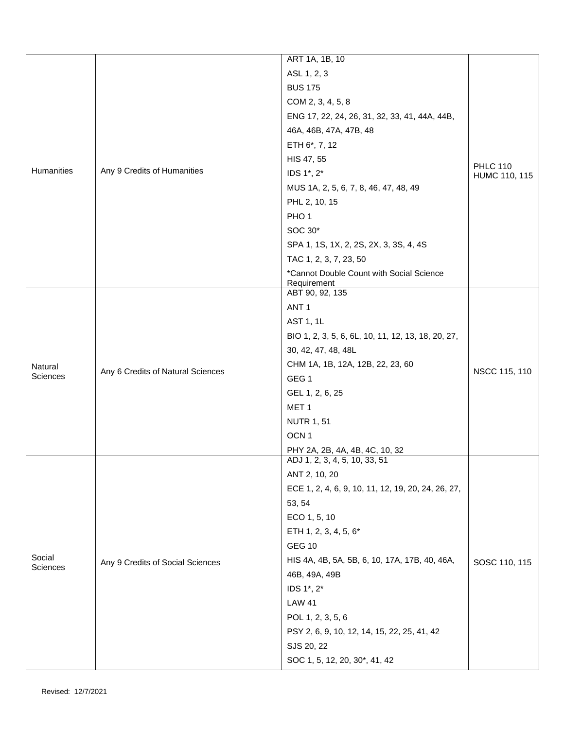| Humanities | Any 9 Credits of Humanities | ART 1A, 1B, 10<br>ASL 1, 2, 3<br>BUS 175<br>COM 2, 3, 4, 5, 8<br>ENG 17, 22, 24, 26, 31, 32, 33, 41, 44A, 44B, 46A, 46B, 47A, 47B, 48<br>ETH 6*, 7, 12<br>HIS 47, 55<br>IDS 1*, 2*<br>MUS 1A, 2, 5, 6, 7, 8, 46, 47, 48, 49<br>PHL 2, 10, 15<br>PHO 1<br>SOC 30*<br>SPA 1, 1S, 1X, 2, 2S, 2X, 3, 3S, 4, 4S<br>TAC 1, 2, 3, 7, 23, 50<br>*Cannot Double Count with Social Science Requirement | PHLC 110<br>HUMC 110, 115 |
|---|---|---|---|
| Natural Sciences | Any 6 Credits of Natural Sciences | ABT 90, 92, 135<br>ANT 1<br>AST 1, 1L<br>BIO 1, 2, 3, 5, 6, 6L, 10, 11, 12, 13, 18, 20, 27, 30, 42, 47, 48, 48L<br>CHM 1A, 1B, 12A, 12B, 22, 23, 60<br>GEG 1<br>GEL 1, 2, 6, 25<br>MET 1<br>NUTR 1, 51<br>OCN 1<br>PHY 2A, 2B, 4A, 4B, 4C, 10, 32 | NSCC 115, 110 |
| Social Sciences | Any 9 Credits of Social Sciences | ADJ 1, 2, 3, 4, 5, 10, 33, 51<br>ANT 2, 10, 20<br>ECE 1, 2, 4, 6, 9, 10, 11, 12, 19, 20, 24, 26, 27, 53, 54<br>ECO 1, 5, 10<br>ETH 1, 2, 3, 4, 5, 6*<br>GEG 10<br>HIS 4A, 4B, 5A, 5B, 6, 10, 17A, 17B, 40, 46A, 46B, 49A, 49B<br>IDS 1*, 2*<br>LAW 41<br>POL 1, 2, 3, 5, 6<br>PSY 2, 6, 9, 10, 12, 14, 15, 22, 25, 41, 42<br>SJS 20, 22<br>SOC 1, 5, 12, 20, 30*, 41, 42 | SOSC 110, 115 |

Revised: 12/7/2021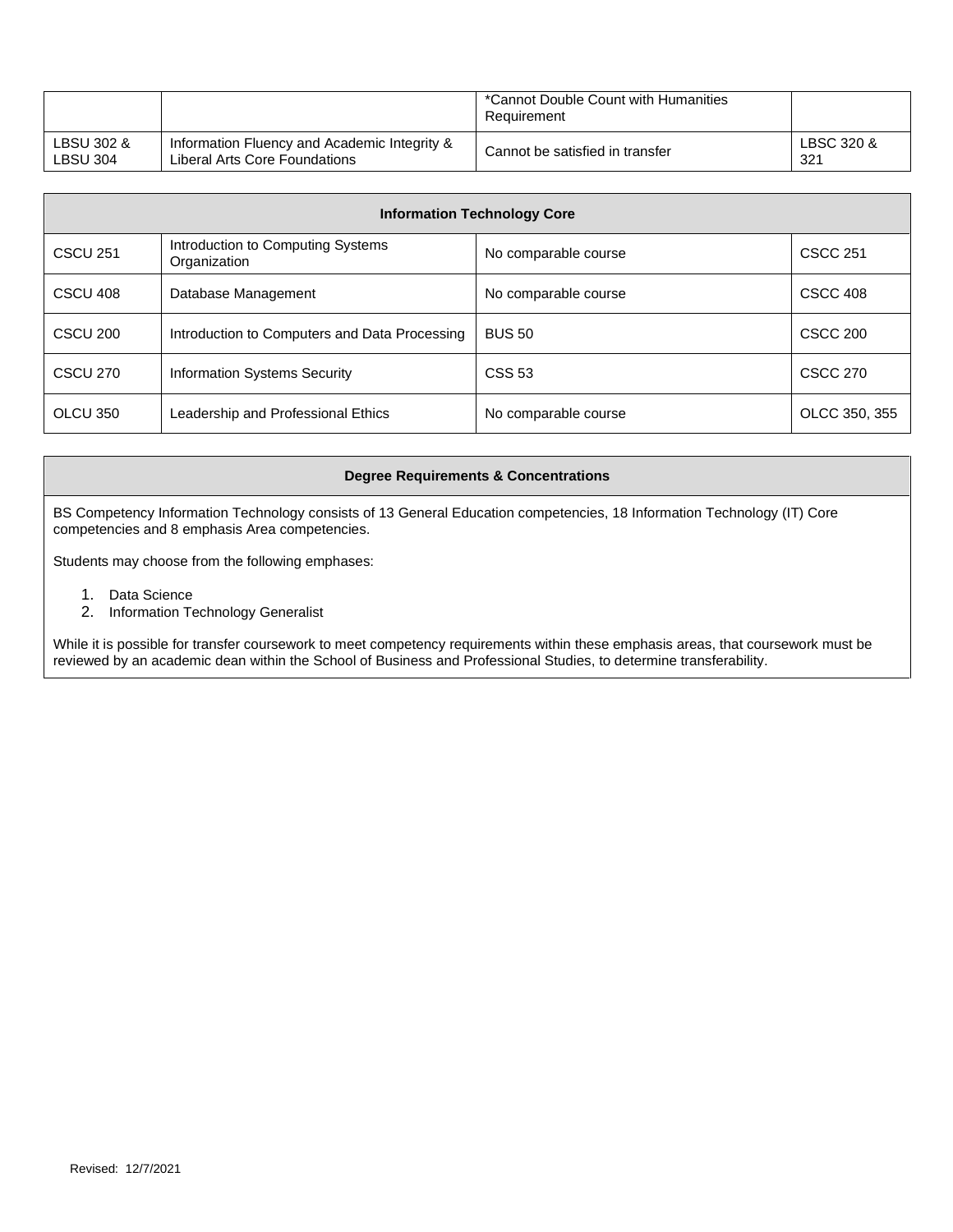| | | | |
|---|---|---|---|
| | | *Cannot Double Count with Humanities Requirement | |
| LBSU 302 & LBSU 304 | Information Fluency and Academic Integrity & Liberal Arts Core Foundations | Cannot be satisfied in transfer | LBSC 320 & 321 |

| Information Technology Core | | | |
|---|---|---|---|
| CSCU 251 | Introduction to Computing Systems Organization | No comparable course | CSCC 251 |
| CSCU 408 | Database Management | No comparable course | CSCC 408 |
| CSCU 200 | Introduction to Computers and Data Processing | BUS 50 | CSCC 200 |
| CSCU 270 | Information Systems Security | CSS 53 | CSCC 270 |
| OLCU 350 | Leadership and Professional Ethics | No comparable course | OLCC 350, 355 |

**Degree Requirements & Concentrations**

BS Competency Information Technology consists of 13 General Education competencies, 18 Information Technology (IT) Core competencies and 8 emphasis Area competencies.

Students may choose from the following emphases:

1. Data Science
2. Information Technology Generalist

While it is possible for transfer coursework to meet competency requirements within these emphasis areas, that coursework must be reviewed by an academic dean within the School of Business and Professional Studies, to determine transferability.

Revised: 12/7/2021